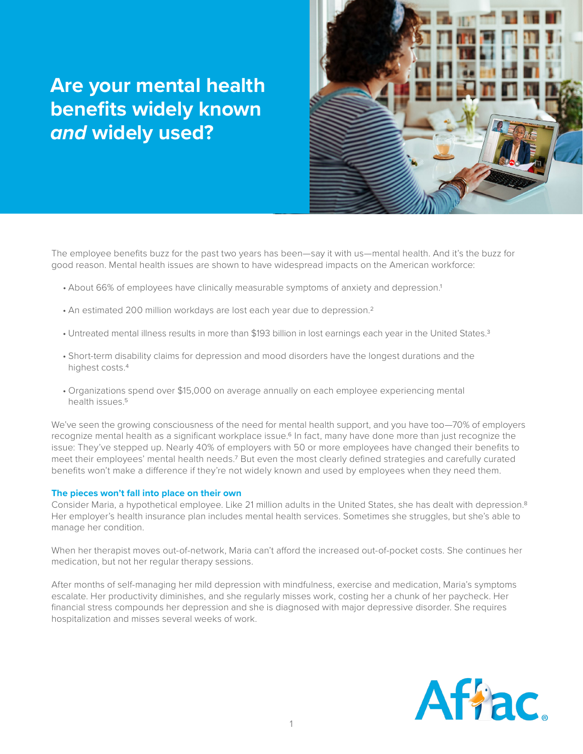# Are your mental health benefits widely known *and* widely used?

The employee benefits buzz for the past two years has been—say it with us—mental health. And it's the buzz for good reason. Mental health issues are shown to have widespread impacts on the American workforce:

- About 66% of employees have clinically measurable symptoms of anxiety and depression.[1]
- An estimated 200 million workdays are lost each year due to depression.[2]
- Untreated mental illness results in more than $193 billion in lost earnings each year in the United States.[3]
- Short-term disability claims for depression and mood disorders have the longest durations and the highest costs.[4]
- Organizations spend over $15,000 on average annually on each employee experiencing mental health issues.[5]

We've seen the growing consciousness of the need for mental health support, and you have too—70% of employers recognize mental health as a significant workplace issue.[6] In fact, many have done more than just recognize the issue: They've stepped up. Nearly 40% of employers with 50 or more employees have changed their benefits to meet their employees' mental health needs.[7] But even the most clearly defined strategies and carefully curated benefits won't make a difference if they're not widely known and used by employees when they need them.

### The pieces won't fall into place on their own

Consider Maria, a hypothetical employee. Like 21 million adults in the United States, she has dealt with depression.[8] Her employer's health insurance plan includes mental health services. Sometimes she struggles, but she's able to manage her condition.

When her therapist moves out-of-network, Maria can't afford the increased out-of-pocket costs. She continues her medication, but not her regular therapy sessions.

After months of self-managing her mild depression with mindfulness, exercise and medication, Maria's symptoms escalate. Her productivity diminishes, and she regularly misses work, costing her a chunk of her paycheck. Her financial stress compounds her depression and she is diagnosed with major depressive disorder. She requires hospitalization and misses several weeks of work.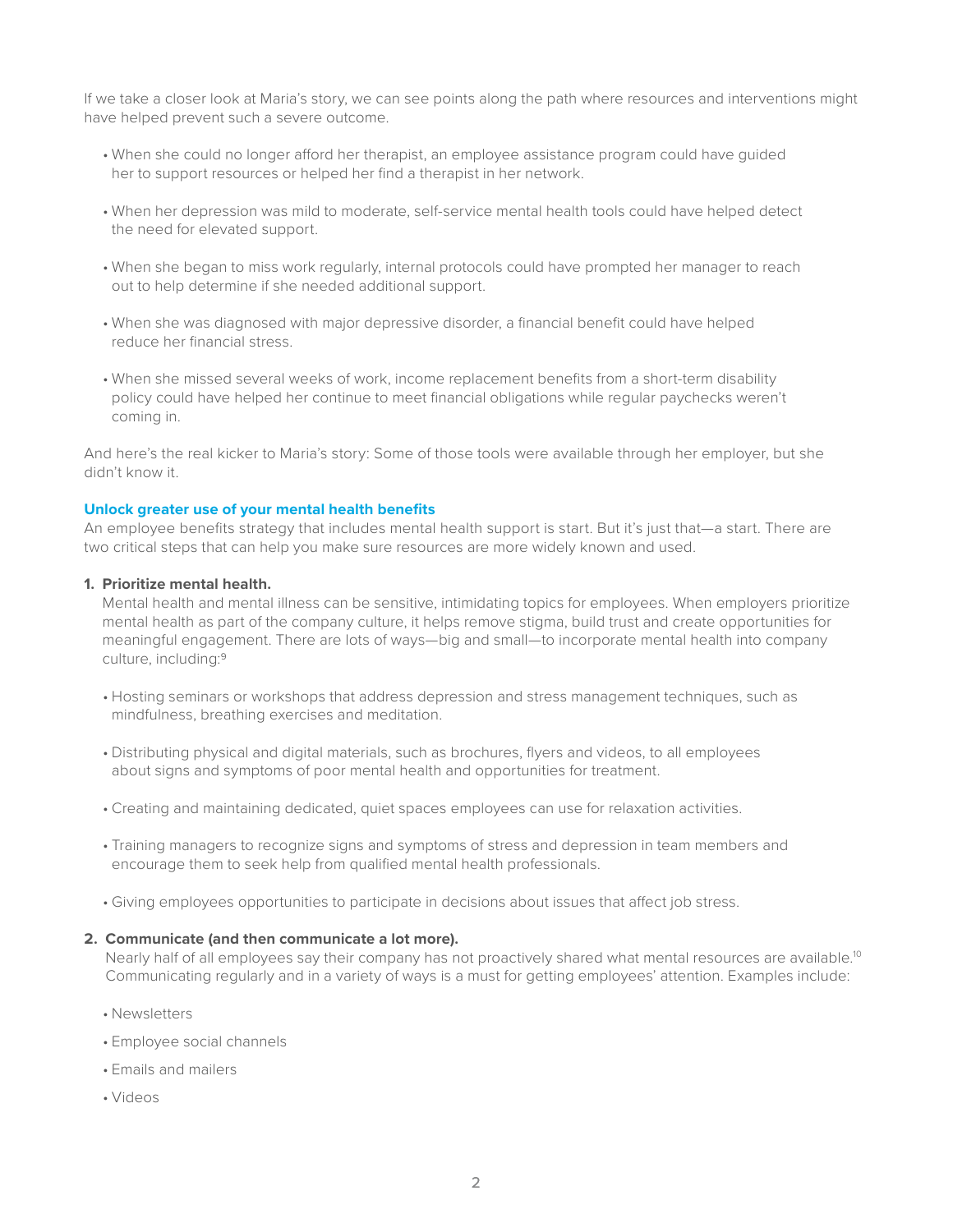If we take a closer look at Maria's story, we can see points along the path where resources and interventions might have helped prevent such a severe outcome.

- When she could no longer afford her therapist, an employee assistance program could have guided her to support resources or helped her find a therapist in her network.
- When her depression was mild to moderate, self-service mental health tools could have helped detect the need for elevated support.
- When she began to miss work regularly, internal protocols could have prompted her manager to reach out to help determine if she needed additional support.
- When she was diagnosed with major depressive disorder, a financial benefit could have helped reduce her financial stress.
- When she missed several weeks of work, income replacement benefits from a short-term disability policy could have helped her continue to meet financial obligations while regular paychecks weren't coming in.

And here's the real kicker to Maria's story: Some of those tools were available through her employer, but she didn't know it.

### Unlock greater use of your mental health benefits

An employee benefits strategy that includes mental health support is start. But it's just that—a start. There are two critical steps that can help you make sure resources are more widely known and used.

1. **Prioritize mental health.**

   Mental health and mental illness can be sensitive, intimidating topics for employees. When employers prioritize mental health as part of the company culture, it helps remove stigma, build trust and create opportunities for meaningful engagement. There are lots of ways—big and small—to incorporate mental health into company culture, including:[9]

   - Hosting seminars or workshops that address depression and stress management techniques, such as mindfulness, breathing exercises and meditation.
   - Distributing physical and digital materials, such as brochures, flyers and videos, to all employees about signs and symptoms of poor mental health and opportunities for treatment.
   - Creating and maintaining dedicated, quiet spaces employees can use for relaxation activities.
   - Training managers to recognize signs and symptoms of stress and depression in team members and encourage them to seek help from qualified mental health professionals.
   - Giving employees opportunities to participate in decisions about issues that affect job stress.

2. **Communicate (and then communicate a lot more).**

   Nearly half of all employees say their company has not proactively shared what mental resources are available.[10] Communicating regularly and in a variety of ways is a must for getting employees' attention. Examples include:

   - Newsletters
   - Employee social channels
   - Emails and mailers
   - Videos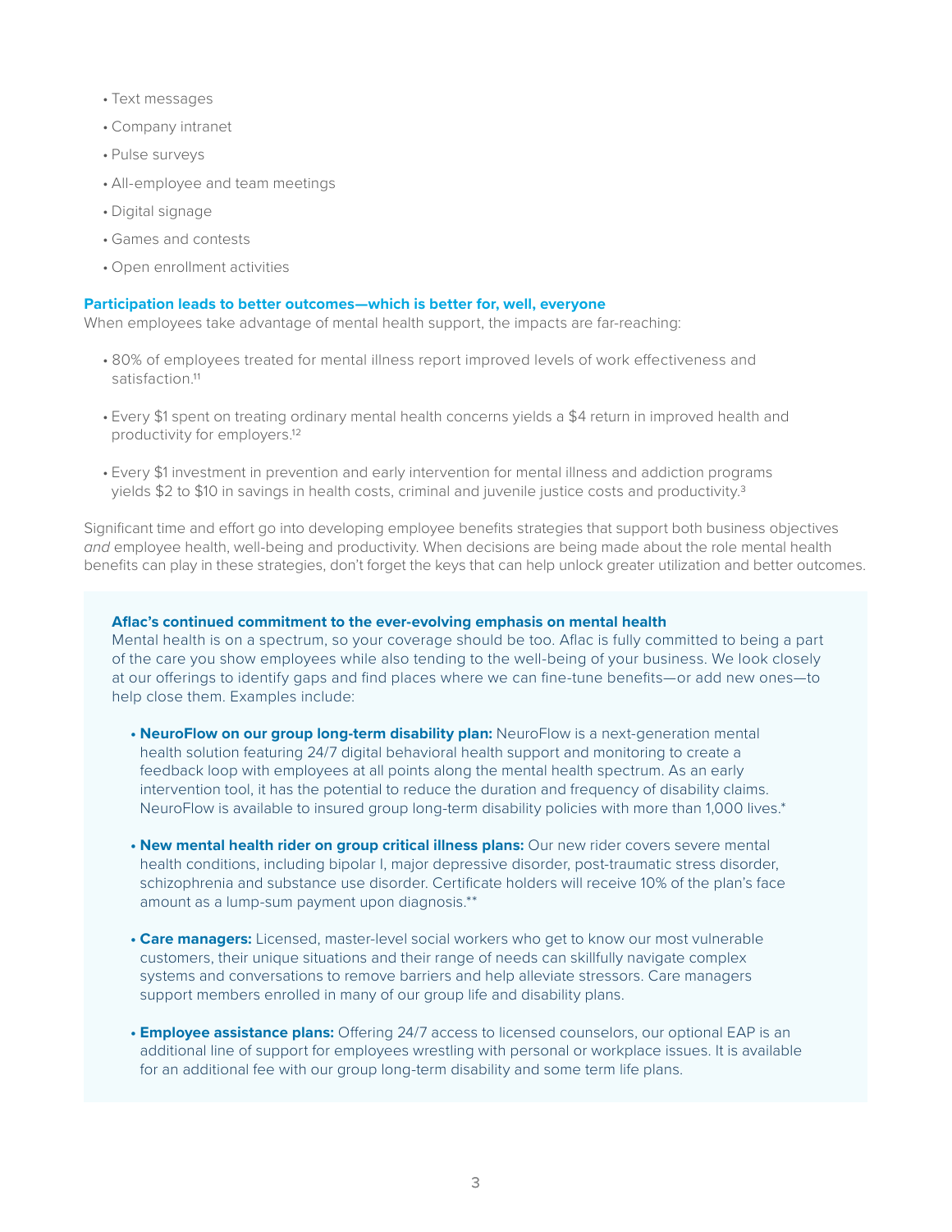- Text messages
- Company intranet
- Pulse surveys
- All-employee and team meetings
- Digital signage
- Games and contests
- Open enrollment activities

### Participation leads to better outcomes—which is better for, well, everyone

When employees take advantage of mental health support, the impacts are far-reaching:

- 80% of employees treated for mental illness report improved levels of work effectiveness and satisfaction.[11]
- Every $1 spent on treating ordinary mental health concerns yields a $4 return in improved health and productivity for employers.[12]
- Every $1 investment in prevention and early intervention for mental illness and addiction programs yields $2 to $10 in savings in health costs, criminal and juvenile justice costs and productivity.[3]

Significant time and effort go into developing employee benefits strategies that support both business objectives *and* employee health, well-being and productivity. When decisions are being made about the role mental health benefits can play in these strategies, don't forget the keys that can help unlock greater utilization and better outcomes.

### Aflac's continued commitment to the ever-evolving emphasis on mental health

Mental health is on a spectrum, so your coverage should be too. Aflac is fully committed to being a part of the care you show employees while also tending to the well-being of your business. We look closely at our offerings to identify gaps and find places where we can fine-tune benefits—or add new ones—to help close them. Examples include:

- **NeuroFlow on our group long-term disability plan:** NeuroFlow is a next-generation mental health solution featuring 24/7 digital behavioral health support and monitoring to create a feedback loop with employees at all points along the mental health spectrum. As an early intervention tool, it has the potential to reduce the duration and frequency of disability claims. NeuroFlow is available to insured group long-term disability policies with more than 1,000 lives.*
- **New mental health rider on group critical illness plans:** Our new rider covers severe mental health conditions, including bipolar I, major depressive disorder, post-traumatic stress disorder, schizophrenia and substance use disorder. Certificate holders will receive 10% of the plan's face amount as a lump-sum payment upon diagnosis.**
- **Care managers:** Licensed, master-level social workers who get to know our most vulnerable customers, their unique situations and their range of needs can skillfully navigate complex systems and conversations to remove barriers and help alleviate stressors. Care managers support members enrolled in many of our group life and disability plans.
- **Employee assistance plans:** Offering 24/7 access to licensed counselors, our optional EAP is an additional line of support for employees wrestling with personal or workplace issues. It is available for an additional fee with our group long-term disability and some term life plans.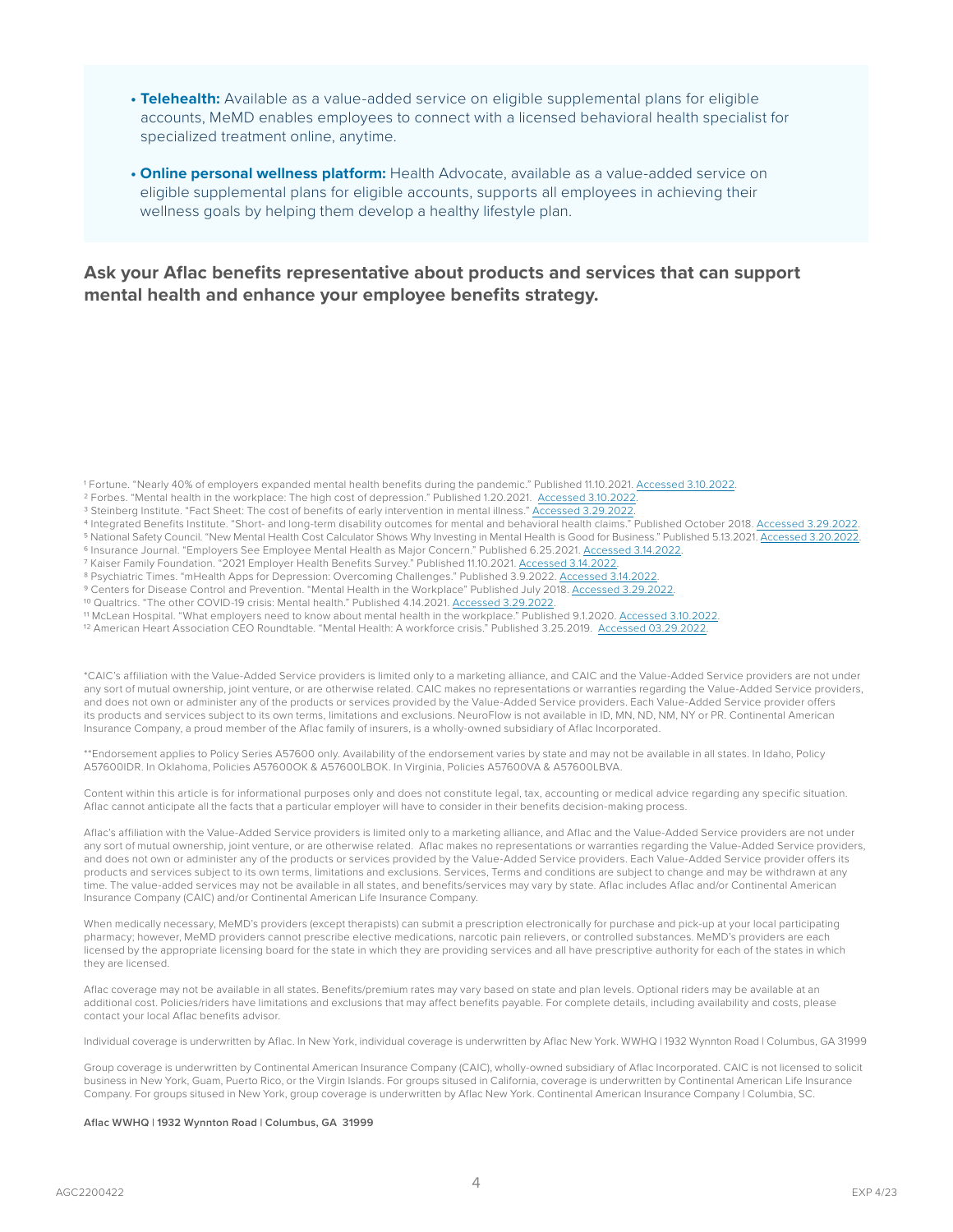- **Telehealth:** Available as a value-added service on eligible supplemental plans for eligible accounts, MeMD enables employees to connect with a licensed behavioral health specialist for specialized treatment online, anytime.
- **Online personal wellness platform:** Health Advocate, available as a value-added service on eligible supplemental plans for eligible accounts, supports all employees in achieving their wellness goals by helping them develop a healthy lifestyle plan.

**Ask your Aflac benefits representative about products and services that can support mental health and enhance your employee benefits strategy.**

[1] Fortune. "Nearly 40% of employers expanded mental health benefits during the pandemic." Published 11.10.2021. Accessed 3.10.2022.
[2] Forbes. "Mental health in the workplace: The high cost of depression." Published 1.20.2021. Accessed 3.10.2022.
[3] Steinberg Institute. "Fact Sheet: The cost of benefits of early intervention in mental illness." Accessed 3.29.2022.
[4] Integrated Benefits Institute. "Short- and long-term disability outcomes for mental and behavioral health claims." Published October 2018. Accessed 3.29.2022.
[5] National Safety Council. "New Mental Health Cost Calculator Shows Why Investing in Mental Health is Good for Business." Published 5.13.2021. Accessed 3.20.2022.
[6] Insurance Journal. "Employers See Employee Mental Health as Major Concern." Published 6.25.2021. Accessed 3.14.2022.
[7] Kaiser Family Foundation. "2021 Employer Health Benefits Survey." Published 11.10.2021. Accessed 3.14.2022.
[8] Psychiatric Times. "mHealth Apps for Depression: Overcoming Challenges." Published 3.9.2022. Accessed 3.14.2022.
[9] Centers for Disease Control and Prevention. "Mental Health in the Workplace" Published July 2018. Accessed 3.29.2022.
[10] Qualtrics. "The other COVID-19 crisis: Mental health." Published 4.14.2021. Accessed 3.29.2022.
[11] McLean Hospital. "What employers need to know about mental health in the workplace." Published 9.1.2020. Accessed 3.10.2022.
[12] American Heart Association CEO Roundtable. "Mental Health: A workforce crisis." Published 3.25.2019. Accessed 03.29.2022.

*CAIC's affiliation with the Value-Added Service providers is limited only to a marketing alliance, and CAIC and the Value-Added Service providers are not under any sort of mutual ownership, joint venture, or are otherwise related. CAIC makes no representations or warranties regarding the Value-Added Service providers, and does not own or administer any of the products or services provided by the Value-Added Service providers. Each Value-Added Service provider offers its products and services subject to its own terms, limitations and exclusions. NeuroFlow is not available in ID, MN, ND, NM, NY or PR. Continental American Insurance Company, a proud member of the Aflac family of insurers, is a wholly-owned subsidiary of Aflac Incorporated.

**Endorsement applies to Policy Series A57600 only. Availability of the endorsement varies by state and may not be available in all states. In Idaho, Policy A57600IDR. In Oklahoma, Policies A57600OK & A57600LBOK. In Virginia, Policies A57600VA & A57600LBVA.

Content within this article is for informational purposes only and does not constitute legal, tax, accounting or medical advice regarding any specific situation. Aflac cannot anticipate all the facts that a particular employer will have to consider in their benefits decision-making process.

Aflac's affiliation with the Value-Added Service providers is limited only to a marketing alliance, and Aflac and the Value-Added Service providers are not under any sort of mutual ownership, joint venture, or are otherwise related. Aflac makes no representations or warranties regarding the Value-Added Service providers, and does not own or administer any of the products or services provided by the Value-Added Service providers. Each Value-Added Service provider offers its products and services subject to its own terms, limitations and exclusions. Services, Terms and conditions are subject to change and may be withdrawn at any time. The value-added services may not be available in all states, and benefits/services may vary by state. Aflac includes Aflac and/or Continental American Insurance Company (CAIC) and/or Continental American Life Insurance Company.

When medically necessary, MeMD's providers (except therapists) can submit a prescription electronically for purchase and pick-up at your local participating pharmacy; however, MeMD providers cannot prescribe elective medications, narcotic pain relievers, or controlled substances. MeMD's providers are each licensed by the appropriate licensing board for the state in which they are providing services and all have prescriptive authority for each of the states in which they are licensed.

Aflac coverage may not be available in all states. Benefits/premium rates may vary based on state and plan levels. Optional riders may be available at an additional cost. Policies/riders have limitations and exclusions that may affect benefits payable. For complete details, including availability and costs, please contact your local Aflac benefits advisor.

Individual coverage is underwritten by Aflac. In New York, individual coverage is underwritten by Aflac New York. WWHQ | 1932 Wynnton Road | Columbus, GA 31999

Group coverage is underwritten by Continental American Insurance Company (CAIC), wholly-owned subsidiary of Aflac Incorporated. CAIC is not licensed to solicit business in New York, Guam, Puerto Rico, or the Virgin Islands. For groups sitused in California, coverage is underwritten by Continental American Life Insurance Company. For groups sitused in New York, group coverage is underwritten by Aflac New York. Continental American Insurance Company | Columbia, SC.

**Aflac WWHQ | 1932 Wynnton Road | Columbus, GA 31999**

AGC2200422

EXP 4/23